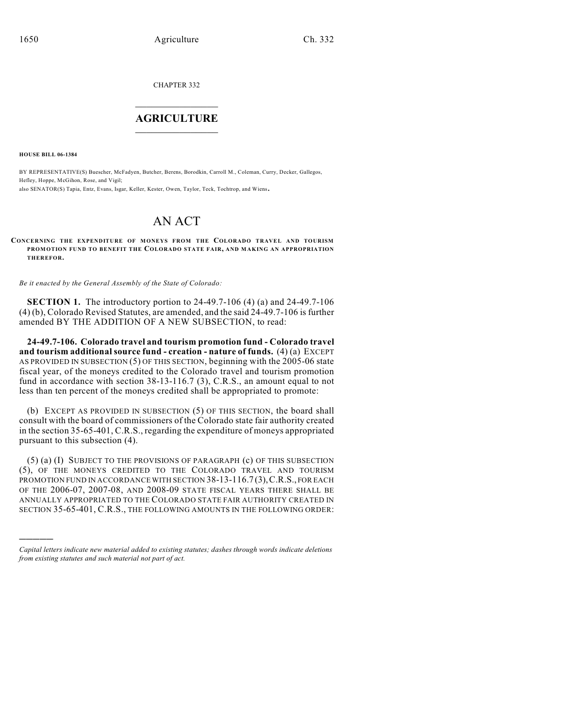CHAPTER 332

# AGRICULTURE

**HOUSE BILL 06-1384**

BY REPRESENTATIVE(S) Buescher, McFadyen, Butcher, Berens, Borodkin, Carroll M., Coleman, Curry, Decker, Gallegos, Hefley, Hoppe, McGihon, Rose, and Vigil;
also SENATOR(S) Tapia, Entz, Evans, Isgar, Keller, Kester, Owen, Taylor, Teck, Tochtrop, and Wiens.

# AN ACT

**CONCERNING THE EXPENDITURE OF MONEYS FROM THE COLORADO TRAVEL AND TOURISM PROMOTION FUND TO BENEFIT THE COLORADO STATE FAIR, AND MAKING AN APPROPRIATION THEREFOR.**

*Be it enacted by the General Assembly of the State of Colorado:*

**SECTION 1.** The introductory portion to 24-49.7-106 (4) (a) and 24-49.7-106 (4) (b), Colorado Revised Statutes, are amended, and the said 24-49.7-106 is further amended BY THE ADDITION OF A NEW SUBSECTION, to read:

**24-49.7-106. Colorado travel and tourism promotion fund - Colorado travel and tourism additional source fund - creation - nature of funds.** (4) (a) EXCEPT AS PROVIDED IN SUBSECTION (5) OF THIS SECTION, beginning with the 2005-06 state fiscal year, of the moneys credited to the Colorado travel and tourism promotion fund in accordance with section 38-13-116.7 (3), C.R.S., an amount equal to not less than ten percent of the moneys credited shall be appropriated to promote:

(b) EXCEPT AS PROVIDED IN SUBSECTION (5) OF THIS SECTION, the board shall consult with the board of commissioners of the Colorado state fair authority created in the section 35-65-401, C.R.S., regarding the expenditure of moneys appropriated pursuant to this subsection (4).

(5) (a) (I) SUBJECT TO THE PROVISIONS OF PARAGRAPH (c) OF THIS SUBSECTION (5), OF THE MONEYS CREDITED TO THE COLORADO TRAVEL AND TOURISM PROMOTION FUND IN ACCORDANCE WITH SECTION 38-13-116.7 (3), C.R.S., FOR EACH OF THE 2006-07, 2007-08, AND 2008-09 STATE FISCAL YEARS THERE SHALL BE ANNUALLY APPROPRIATED TO THE COLORADO STATE FAIR AUTHORITY CREATED IN SECTION 35-65-401, C.R.S., THE FOLLOWING AMOUNTS IN THE FOLLOWING ORDER:

---

*Capital letters indicate new material added to existing statutes; dashes through words indicate deletions from existing statutes and such material not part of act.*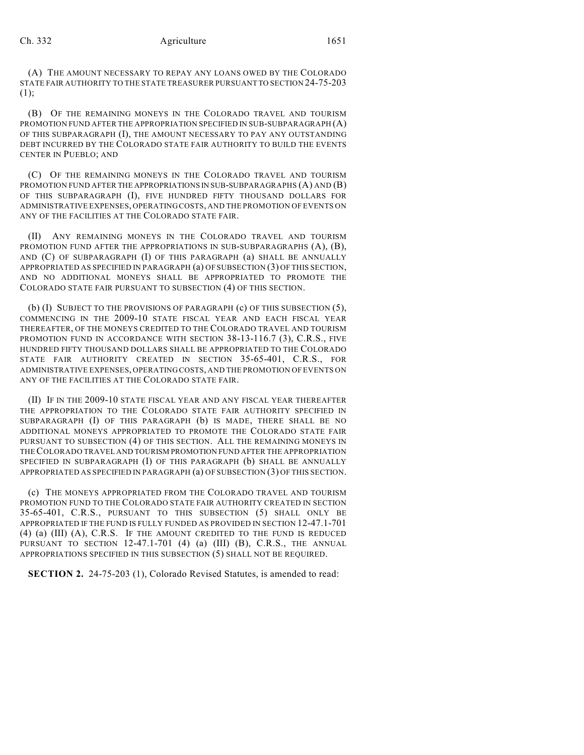(A) THE AMOUNT NECESSARY TO REPAY ANY LOANS OWED BY THE COLORADO STATE FAIR AUTHORITY TO THE STATE TREASURER PURSUANT TO SECTION 24-75-203 (1);

(B) OF THE REMAINING MONEYS IN THE COLORADO TRAVEL AND TOURISM PROMOTION FUND AFTER THE APPROPRIATION SPECIFIED IN SUB-SUBPARAGRAPH (A) OF THIS SUBPARAGRAPH (I), THE AMOUNT NECESSARY TO PAY ANY OUTSTANDING DEBT INCURRED BY THE COLORADO STATE FAIR AUTHORITY TO BUILD THE EVENTS CENTER IN PUEBLO; AND

(C) OF THE REMAINING MONEYS IN THE COLORADO TRAVEL AND TOURISM PROMOTION FUND AFTER THE APPROPRIATIONS IN SUB-SUBPARAGRAPHS (A) AND (B) OF THIS SUBPARAGRAPH (I), FIVE HUNDRED FIFTY THOUSAND DOLLARS FOR ADMINISTRATIVE EXPENSES, OPERATING COSTS, AND THE PROMOTION OF EVENTS ON ANY OF THE FACILITIES AT THE COLORADO STATE FAIR.

(II) ANY REMAINING MONEYS IN THE COLORADO TRAVEL AND TOURISM PROMOTION FUND AFTER THE APPROPRIATIONS IN SUB-SUBPARAGRAPHS (A), (B), AND (C) OF SUBPARAGRAPH (I) OF THIS PARAGRAPH (a) SHALL BE ANNUALLY APPROPRIATED AS SPECIFIED IN PARAGRAPH (a) OF SUBSECTION (3) OF THIS SECTION, AND NO ADDITIONAL MONEYS SHALL BE APPROPRIATED TO PROMOTE THE COLORADO STATE FAIR PURSUANT TO SUBSECTION (4) OF THIS SECTION.

(b) (I) SUBJECT TO THE PROVISIONS OF PARAGRAPH (c) OF THIS SUBSECTION (5), COMMENCING IN THE 2009-10 STATE FISCAL YEAR AND EACH FISCAL YEAR THEREAFTER, OF THE MONEYS CREDITED TO THE COLORADO TRAVEL AND TOURISM PROMOTION FUND IN ACCORDANCE WITH SECTION 38-13-116.7 (3), C.R.S., FIVE HUNDRED FIFTY THOUSAND DOLLARS SHALL BE APPROPRIATED TO THE COLORADO STATE FAIR AUTHORITY CREATED IN SECTION 35-65-401, C.R.S., FOR ADMINISTRATIVE EXPENSES, OPERATING COSTS, AND THE PROMOTION OF EVENTS ON ANY OF THE FACILITIES AT THE COLORADO STATE FAIR.

(II) IF IN THE 2009-10 STATE FISCAL YEAR AND ANY FISCAL YEAR THEREAFTER THE APPROPRIATION TO THE COLORADO STATE FAIR AUTHORITY SPECIFIED IN SUBPARAGRAPH (I) OF THIS PARAGRAPH (b) IS MADE, THERE SHALL BE NO ADDITIONAL MONEYS APPROPRIATED TO PROMOTE THE COLORADO STATE FAIR PURSUANT TO SUBSECTION (4) OF THIS SECTION. ALL THE REMAINING MONEYS IN THE COLORADO TRAVEL AND TOURISM PROMOTION FUND AFTER THE APPROPRIATION SPECIFIED IN SUBPARAGRAPH (I) OF THIS PARAGRAPH (b) SHALL BE ANNUALLY APPROPRIATED AS SPECIFIED IN PARAGRAPH (a) OF SUBSECTION (3) OF THIS SECTION.

(c) THE MONEYS APPROPRIATED FROM THE COLORADO TRAVEL AND TOURISM PROMOTION FUND TO THE COLORADO STATE FAIR AUTHORITY CREATED IN SECTION 35-65-401, C.R.S., PURSUANT TO THIS SUBSECTION (5) SHALL ONLY BE APPROPRIATED IF THE FUND IS FULLY FUNDED AS PROVIDED IN SECTION 12-47.1-701 (4) (a) (III) (A), C.R.S. IF THE AMOUNT CREDITED TO THE FUND IS REDUCED PURSUANT TO SECTION 12-47.1-701 (4) (a) (III) (B), C.R.S., THE ANNUAL APPROPRIATIONS SPECIFIED IN THIS SUBSECTION (5) SHALL NOT BE REQUIRED.

**SECTION 2.** 24-75-203 (1), Colorado Revised Statutes, is amended to read: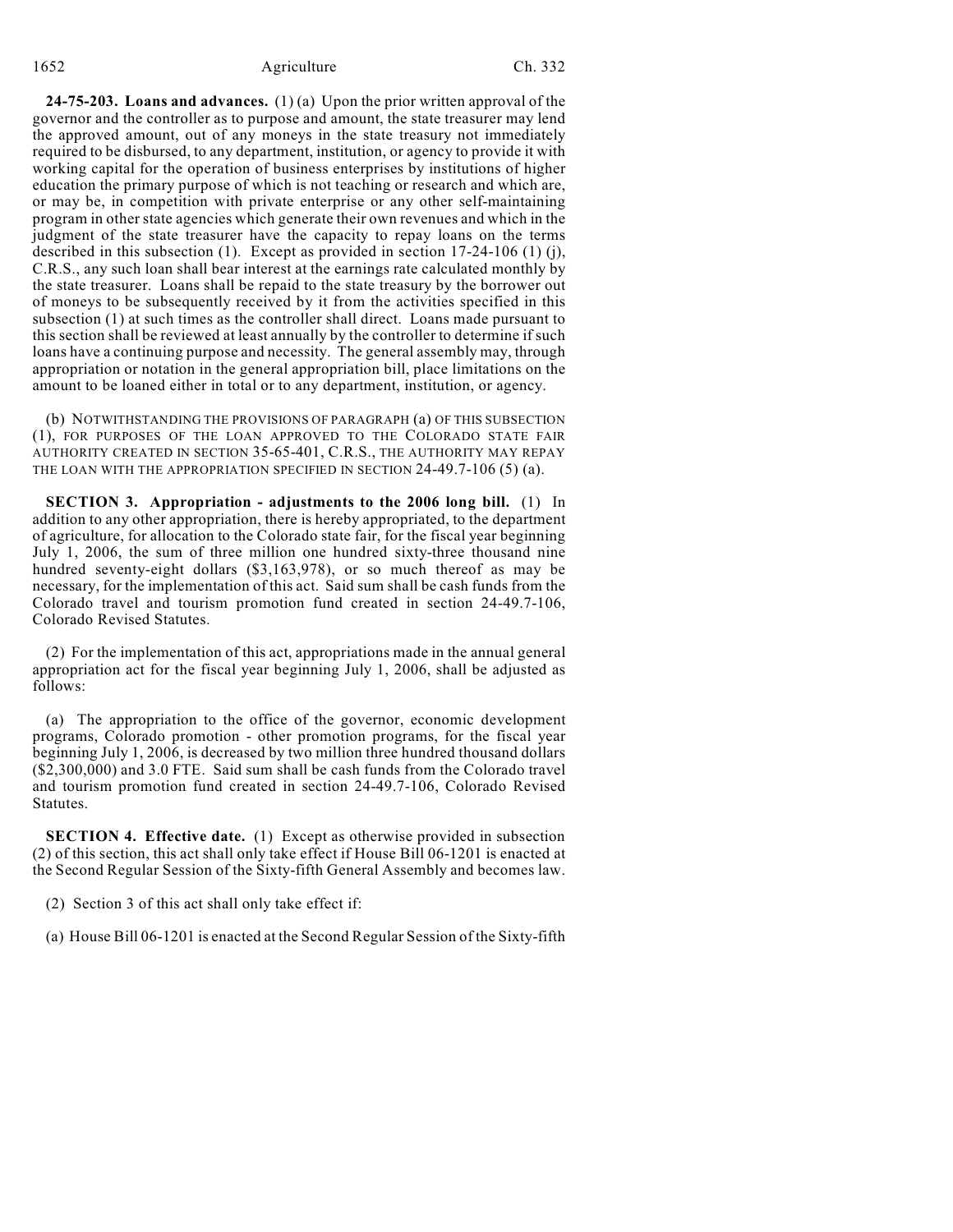**24-75-203. Loans and advances.** (1) (a) Upon the prior written approval of the governor and the controller as to purpose and amount, the state treasurer may lend the approved amount, out of any moneys in the state treasury not immediately required to be disbursed, to any department, institution, or agency to provide it with working capital for the operation of business enterprises by institutions of higher education the primary purpose of which is not teaching or research and which are, or may be, in competition with private enterprise or any other self-maintaining program in other state agencies which generate their own revenues and which in the judgment of the state treasurer have the capacity to repay loans on the terms described in this subsection (1). Except as provided in section 17-24-106 (1) (j), C.R.S., any such loan shall bear interest at the earnings rate calculated monthly by the state treasurer. Loans shall be repaid to the state treasury by the borrower out of moneys to be subsequently received by it from the activities specified in this subsection (1) at such times as the controller shall direct. Loans made pursuant to this section shall be reviewed at least annually by the controller to determine if such loans have a continuing purpose and necessity. The general assembly may, through appropriation or notation in the general appropriation bill, place limitations on the amount to be loaned either in total or to any department, institution, or agency.

(b) NOTWITHSTANDING THE PROVISIONS OF PARAGRAPH (a) OF THIS SUBSECTION (1), FOR PURPOSES OF THE LOAN APPROVED TO THE COLORADO STATE FAIR AUTHORITY CREATED IN SECTION 35-65-401, C.R.S., THE AUTHORITY MAY REPAY THE LOAN WITH THE APPROPRIATION SPECIFIED IN SECTION 24-49.7-106 (5) (a).

**SECTION 3. Appropriation - adjustments to the 2006 long bill.** (1) In addition to any other appropriation, there is hereby appropriated, to the department of agriculture, for allocation to the Colorado state fair, for the fiscal year beginning July 1, 2006, the sum of three million one hundred sixty-three thousand nine hundred seventy-eight dollars ($3,163,978), or so much thereof as may be necessary, for the implementation of this act. Said sum shall be cash funds from the Colorado travel and tourism promotion fund created in section 24-49.7-106, Colorado Revised Statutes.

(2) For the implementation of this act, appropriations made in the annual general appropriation act for the fiscal year beginning July 1, 2006, shall be adjusted as follows:

(a) The appropriation to the office of the governor, economic development programs, Colorado promotion - other promotion programs, for the fiscal year beginning July 1, 2006, is decreased by two million three hundred thousand dollars ($2,300,000) and 3.0 FTE. Said sum shall be cash funds from the Colorado travel and tourism promotion fund created in section 24-49.7-106, Colorado Revised Statutes.

**SECTION 4. Effective date.** (1) Except as otherwise provided in subsection (2) of this section, this act shall only take effect if House Bill 06-1201 is enacted at the Second Regular Session of the Sixty-fifth General Assembly and becomes law.

(2) Section 3 of this act shall only take effect if:

(a) House Bill 06-1201 is enacted at the Second Regular Session of the Sixty-fifth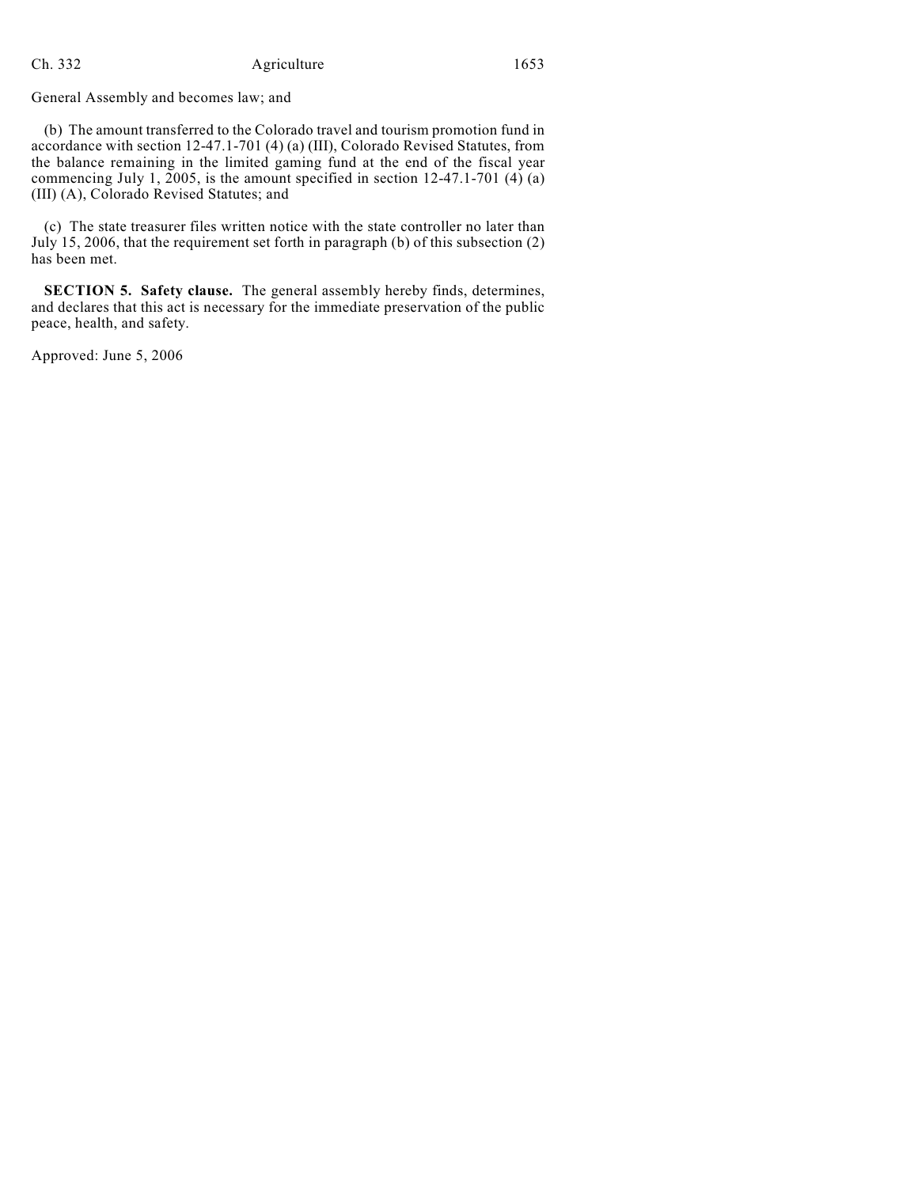General Assembly and becomes law; and

(b) The amount transferred to the Colorado travel and tourism promotion fund in accordance with section 12-47.1-701 (4) (a) (III), Colorado Revised Statutes, from the balance remaining in the limited gaming fund at the end of the fiscal year commencing July 1, 2005, is the amount specified in section 12-47.1-701 (4) (a) (III) (A), Colorado Revised Statutes; and

(c) The state treasurer files written notice with the state controller no later than July 15, 2006, that the requirement set forth in paragraph (b) of this subsection (2) has been met.

**SECTION 5. Safety clause.** The general assembly hereby finds, determines, and declares that this act is necessary for the immediate preservation of the public peace, health, and safety.

Approved: June 5, 2006